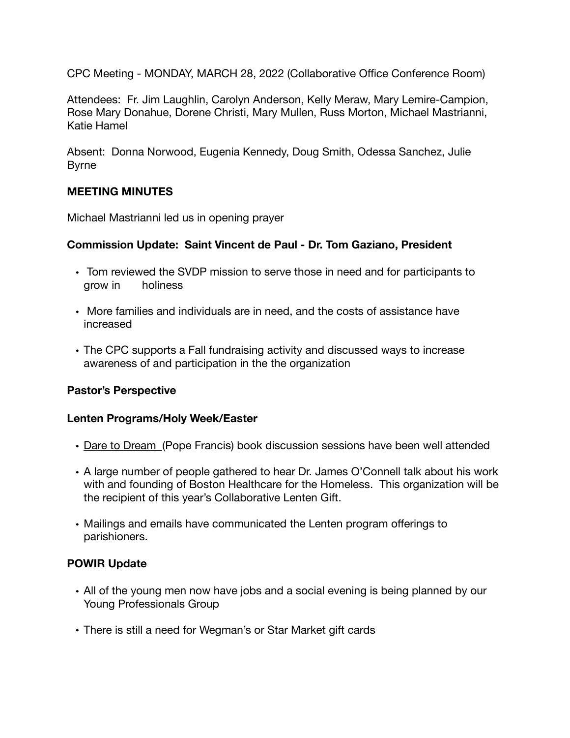CPC Meeting - MONDAY, MARCH 28, 2022 (Collaborative Office Conference Room)

Attendees: Fr. Jim Laughlin, Carolyn Anderson, Kelly Meraw, Mary Lemire-Campion, Rose Mary Donahue, Dorene Christi, Mary Mullen, Russ Morton, Michael Mastrianni, Katie Hamel

Absent: Donna Norwood, Eugenia Kennedy, Doug Smith, Odessa Sanchez, Julie Byrne

**MEETING MINUTES**

Michael Mastrianni led us in opening prayer

**Commission Update: Saint Vincent de Paul - Dr. Tom Gaziano, President**

- Tom reviewed the SVDP mission to serve those in need and for participants to grow in holiness
- More families and individuals are in need, and the costs of assistance have increased
- The CPC supports a Fall fundraising activity and discussed ways to increase awareness of and participation in the the organization

**Pastor's Perspective**

**Lenten Programs/Holy Week/Easter**

- <u>Dare to Dream</u> (Pope Francis) book discussion sessions have been well attended
- A large number of people gathered to hear Dr. James O'Connell talk about his work with and founding of Boston Healthcare for the Homeless. This organization will be the recipient of this year's Collaborative Lenten Gift.
- Mailings and emails have communicated the Lenten program offerings to parishioners.

**POWIR Update**

- All of the young men now have jobs and a social evening is being planned by our Young Professionals Group
- There is still a need for Wegman's or Star Market gift cards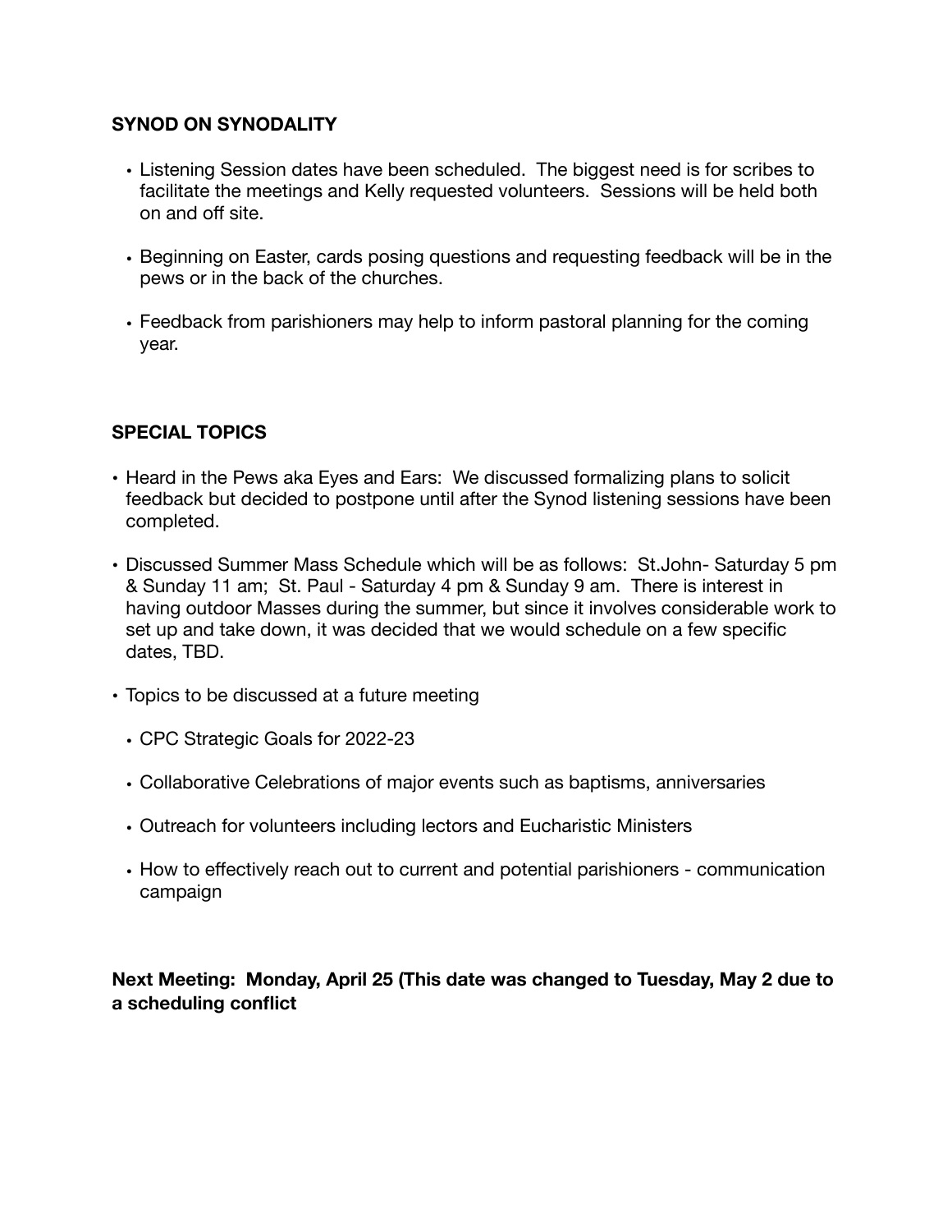**SYNOD ON SYNODALITY**

- Listening Session dates have been scheduled. The biggest need is for scribes to facilitate the meetings and Kelly requested volunteers. Sessions will be held both on and off site.
- Beginning on Easter, cards posing questions and requesting feedback will be in the pews or in the back of the churches.
- Feedback from parishioners may help to inform pastoral planning for the coming year.

**SPECIAL TOPICS**

- Heard in the Pews aka Eyes and Ears: We discussed formalizing plans to solicit feedback but decided to postpone until after the Synod listening sessions have been completed.
- Discussed Summer Mass Schedule which will be as follows: St.John- Saturday 5 pm & Sunday 11 am; St. Paul - Saturday 4 pm & Sunday 9 am. There is interest in having outdoor Masses during the summer, but since it involves considerable work to set up and take down, it was decided that we would schedule on a few specific dates, TBD.
- Topics to be discussed at a future meeting
  - CPC Strategic Goals for 2022-23
  - Collaborative Celebrations of major events such as baptisms, anniversaries
  - Outreach for volunteers including lectors and Eucharistic Ministers
  - How to effectively reach out to current and potential parishioners - communication campaign

**Next Meeting: Monday, April 25 (This date was changed to Tuesday, May 2 due to a scheduling conflict**